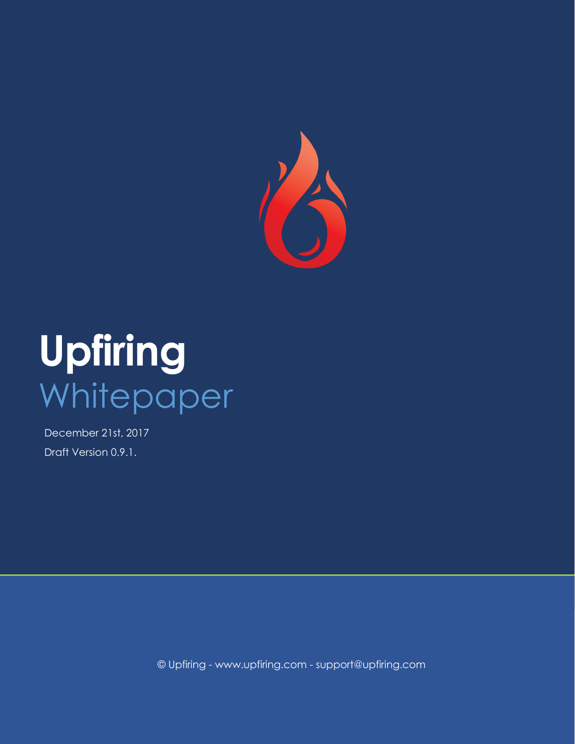# Upfiring

## Whitepaper

December 21st, 2017

Draft Version 0.9.1.

© Upfiring - www.upfiring.com - support@upfiring.com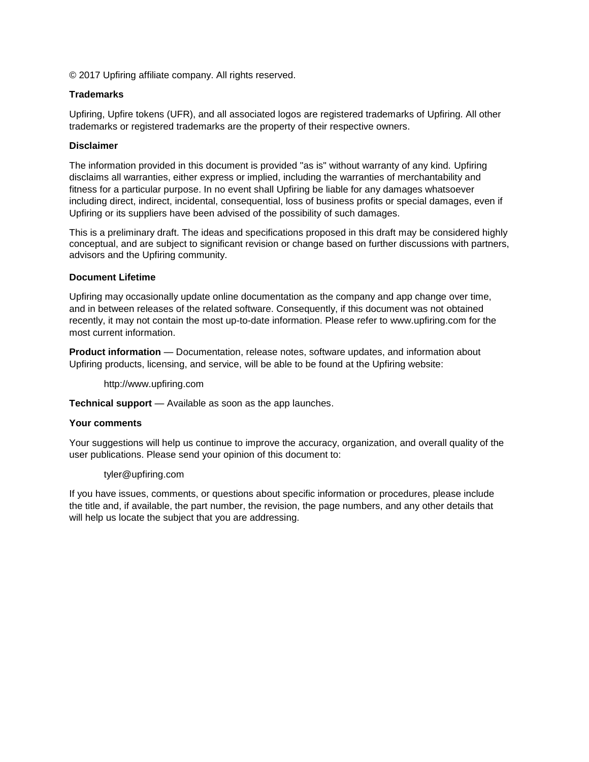© 2017 Upfiring affiliate company. All rights reserved.

**Trademarks**

Upfiring, Upfire tokens (UFR), and all associated logos are registered trademarks of Upfiring. All other trademarks or registered trademarks are the property of their respective owners.

**Disclaimer**

The information provided in this document is provided "as is" without warranty of any kind. Upfiring disclaims all warranties, either express or implied, including the warranties of merchantability and fitness for a particular purpose. In no event shall Upfiring be liable for any damages whatsoever including direct, indirect, incidental, consequential, loss of business profits or special damages, even if Upfiring or its suppliers have been advised of the possibility of such damages.

This is a preliminary draft. The ideas and specifications proposed in this draft may be considered highly conceptual, and are subject to significant revision or change based on further discussions with partners, advisors and the Upfiring community.

**Document Lifetime**

Upfiring may occasionally update online documentation as the company and app change over time, and in between releases of the related software. Consequently, if this document was not obtained recently, it may not contain the most up-to-date information. Please refer to www.upfiring.com for the most current information.

**Product information** — Documentation, release notes, software updates, and information about Upfiring products, licensing, and service, will be able to be found at the Upfiring website:

> http://www.upfiring.com

**Technical support** — Available as soon as the app launches.

**Your comments**

Your suggestions will help us continue to improve the accuracy, organization, and overall quality of the user publications. Please send your opinion of this document to:

> tyler@upfiring.com

If you have issues, comments, or questions about specific information or procedures, please include the title and, if available, the part number, the revision, the page numbers, and any other details that will help us locate the subject that you are addressing.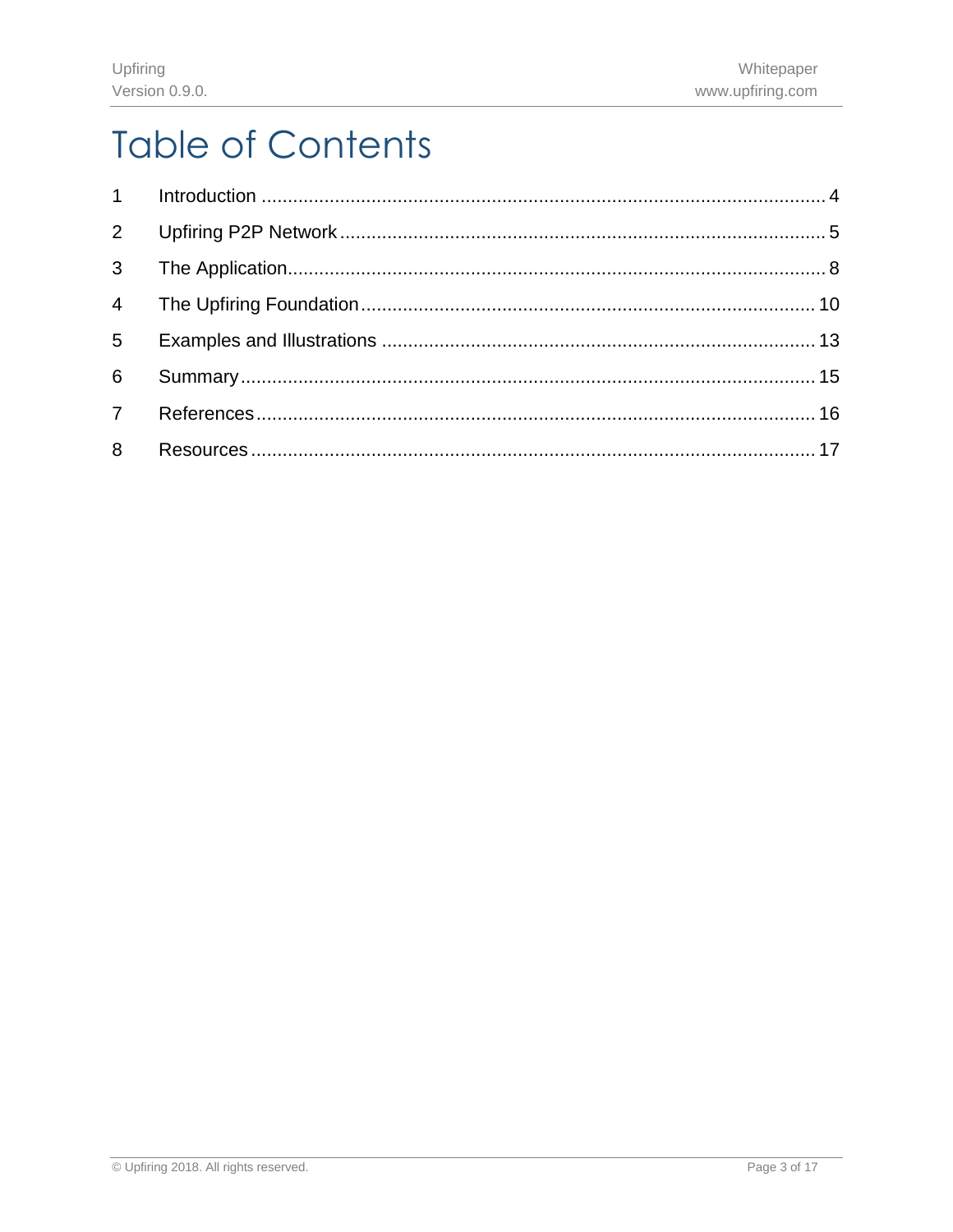# Table of Contents

1 Introduction ..... 4

2 Upfiring P2P Network ..... 5

3 The Application ..... 8

4 The Upfiring Foundation ..... 10

5 Examples and Illustrations ..... 13

6 Summary ..... 15

7 References ..... 16

8 Resources ..... 17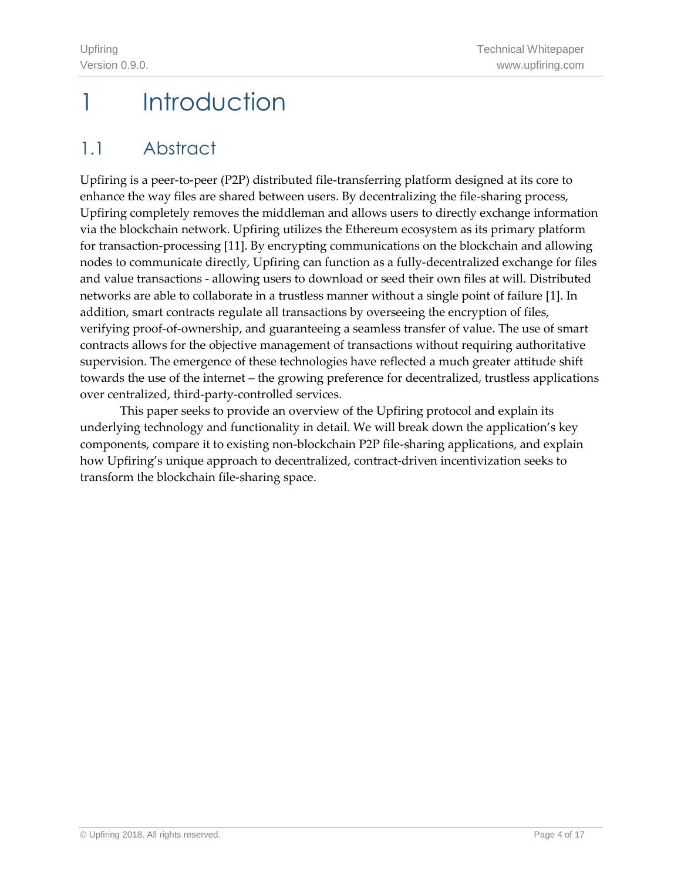# 1 Introduction

## 1.1 Abstract

Upfiring is a peer-to-peer (P2P) distributed file-transferring platform designed at its core to enhance the way files are shared between users. By decentralizing the file-sharing process, Upfiring completely removes the middleman and allows users to directly exchange information via the blockchain network. Upfiring utilizes the Ethereum ecosystem as its primary platform for transaction-processing [11]. By encrypting communications on the blockchain and allowing nodes to communicate directly, Upfiring can function as a fully-decentralized exchange for files and value transactions - allowing users to download or seed their own files at will. Distributed networks are able to collaborate in a trustless manner without a single point of failure [1]. In addition, smart contracts regulate all transactions by overseeing the encryption of files, verifying proof-of-ownership, and guaranteeing a seamless transfer of value. The use of smart contracts allows for the objective management of transactions without requiring authoritative supervision. The emergence of these technologies have reflected a much greater attitude shift towards the use of the internet – the growing preference for decentralized, trustless applications over centralized, third-party-controlled services.

This paper seeks to provide an overview of the Upfiring protocol and explain its underlying technology and functionality in detail. We will break down the application's key components, compare it to existing non-blockchain P2P file-sharing applications, and explain how Upfiring's unique approach to decentralized, contract-driven incentivization seeks to transform the blockchain file-sharing space.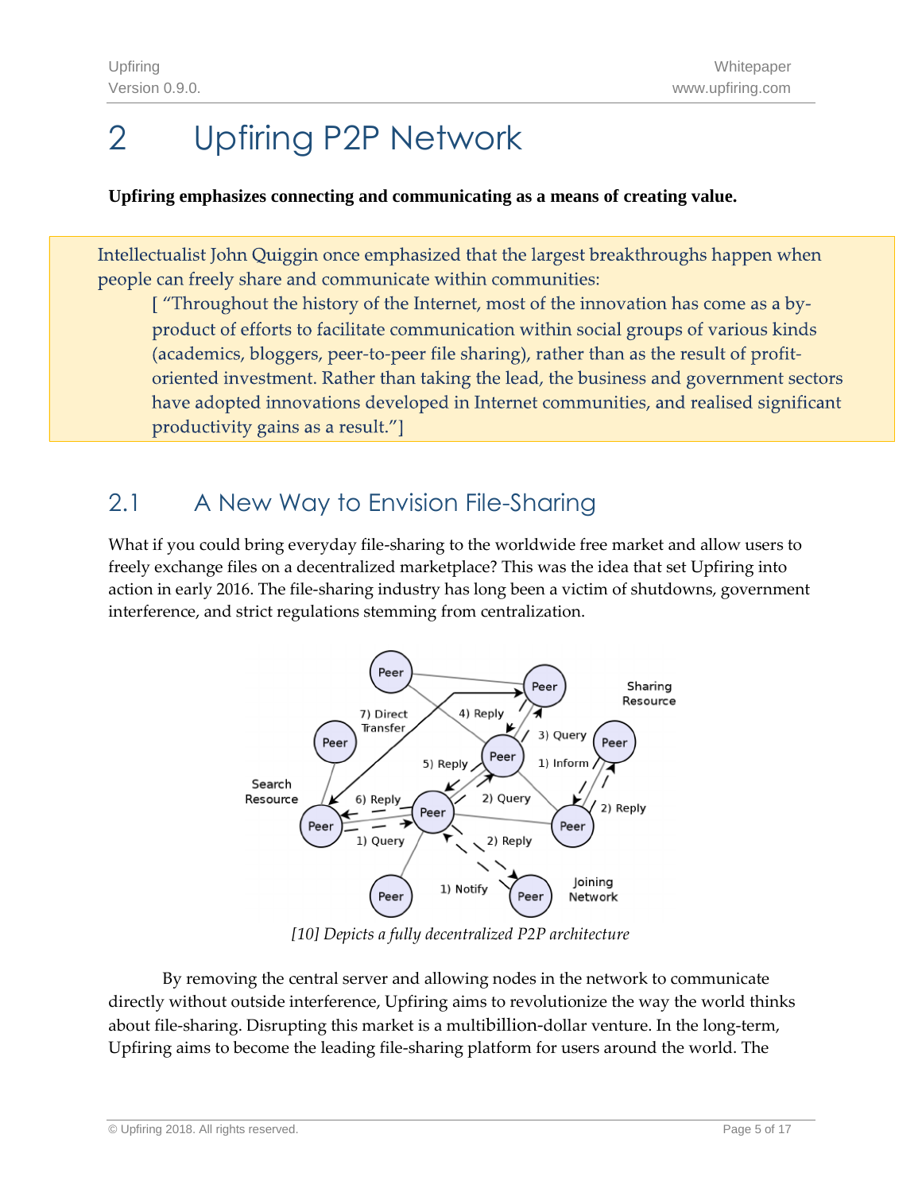# 2 Upfiring P2P Network

**Upfiring emphasizes connecting and communicating as a means of creating value.**

Intellectualist John Quiggin once emphasized that the largest breakthroughs happen when people can freely share and communicate within communities:

> [ "Throughout the history of the Internet, most of the innovation has come as a by-product of efforts to facilitate communication within social groups of various kinds (academics, bloggers, peer-to-peer file sharing), rather than as the result of profit-oriented investment. Rather than taking the lead, the business and government sectors have adopted innovations developed in Internet communities, and realised significant productivity gains as a result."]

## 2.1 A New Way to Envision File-Sharing

What if you could bring everyday file-sharing to the worldwide free market and allow users to freely exchange files on a decentralized marketplace? This was the idea that set Upfiring into action in early 2016. The file-sharing industry has long been a victim of shutdowns, government interference, and strict regulations stemming from centralization.

*[10] Depicts a fully decentralized P2P architecture*

By removing the central server and allowing nodes in the network to communicate directly without outside interference, Upfiring aims to revolutionize the way the world thinks about file-sharing. Disrupting this market is a multibillion-dollar venture. In the long-term, Upfiring aims to become the leading file-sharing platform for users around the world. The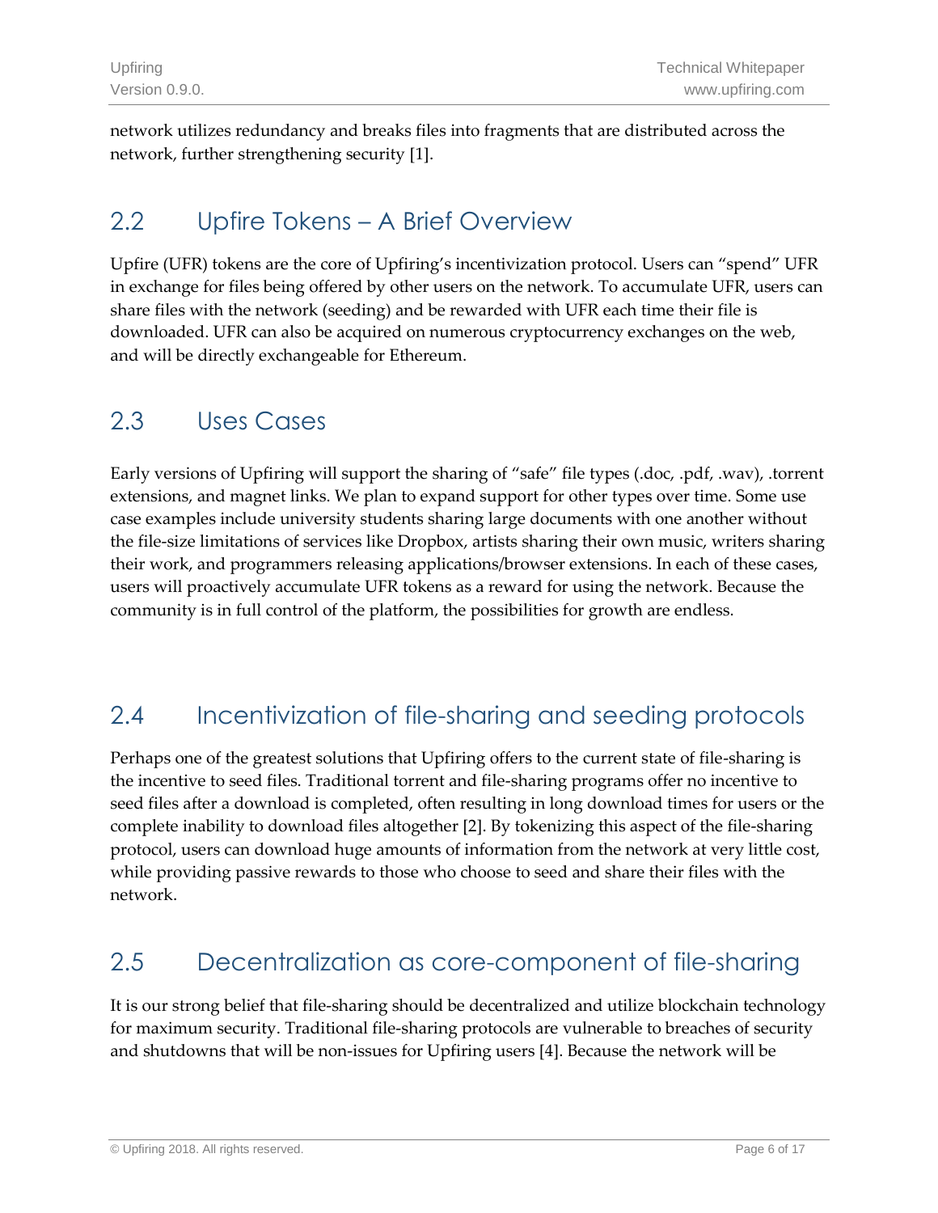network utilizes redundancy and breaks files into fragments that are distributed across the network, further strengthening security [1].

## 2.2 Upfire Tokens – A Brief Overview

Upfire (UFR) tokens are the core of Upfiring's incentivization protocol. Users can "spend" UFR in exchange for files being offered by other users on the network. To accumulate UFR, users can share files with the network (seeding) and be rewarded with UFR each time their file is downloaded. UFR can also be acquired on numerous cryptocurrency exchanges on the web, and will be directly exchangeable for Ethereum.

## 2.3 Uses Cases

Early versions of Upfiring will support the sharing of "safe" file types (.doc, .pdf, .wav), .torrent extensions, and magnet links. We plan to expand support for other types over time. Some use case examples include university students sharing large documents with one another without the file-size limitations of services like Dropbox, artists sharing their own music, writers sharing their work, and programmers releasing applications/browser extensions. In each of these cases, users will proactively accumulate UFR tokens as a reward for using the network. Because the community is in full control of the platform, the possibilities for growth are endless.

## 2.4 Incentivization of file-sharing and seeding protocols

Perhaps one of the greatest solutions that Upfiring offers to the current state of file-sharing is the incentive to seed files. Traditional torrent and file-sharing programs offer no incentive to seed files after a download is completed, often resulting in long download times for users or the complete inability to download files altogether [2]. By tokenizing this aspect of the file-sharing protocol, users can download huge amounts of information from the network at very little cost, while providing passive rewards to those who choose to seed and share their files with the network.

## 2.5 Decentralization as core-component of file-sharing

It is our strong belief that file-sharing should be decentralized and utilize blockchain technology for maximum security. Traditional file-sharing protocols are vulnerable to breaches of security and shutdowns that will be non-issues for Upfiring users [4]. Because the network will be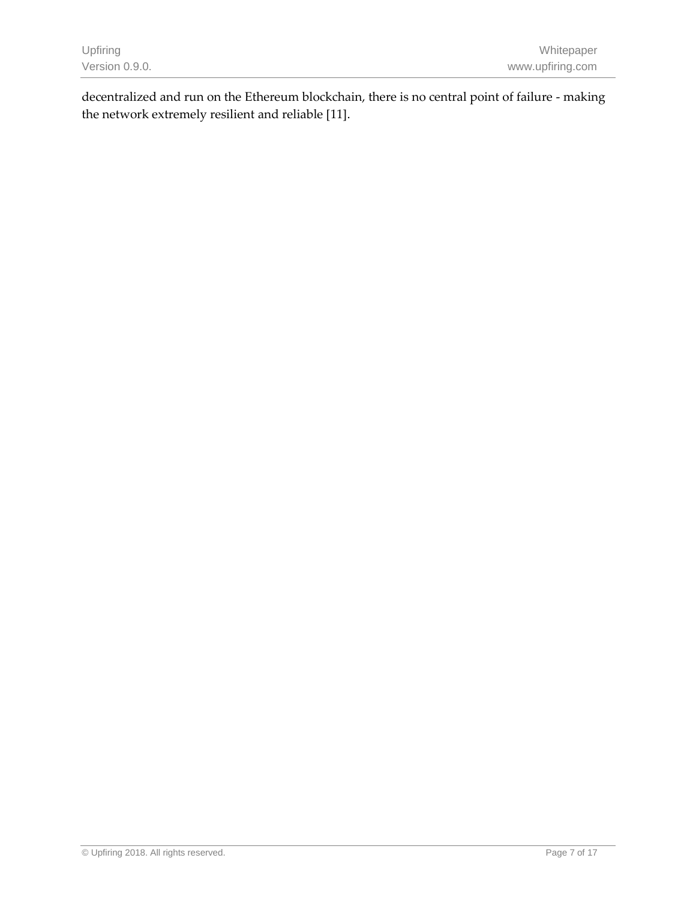decentralized and run on the Ethereum blockchain, there is no central point of failure - making the network extremely resilient and reliable [11].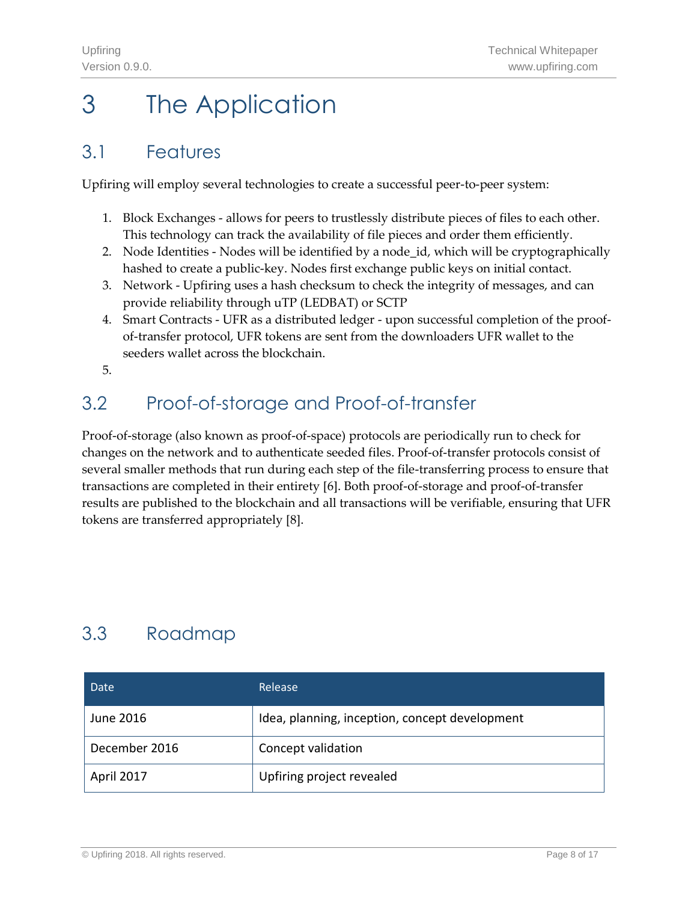# 3 The Application

## 3.1 Features

Upfiring will employ several technologies to create a successful peer-to-peer system:

1. Block Exchanges - allows for peers to trustlessly distribute pieces of files to each other. This technology can track the availability of file pieces and order them efficiently.
2. Node Identities - Nodes will be identified by a node_id, which will be cryptographically hashed to create a public-key. Nodes first exchange public keys on initial contact.
3. Network - Upfiring uses a hash checksum to check the integrity of messages, and can provide reliability through uTP (LEDBAT) or SCTP
4. Smart Contracts - UFR as a distributed ledger - upon successful completion of the proof-of-transfer protocol, UFR tokens are sent from the downloaders UFR wallet to the seeders wallet across the blockchain.
5. 

## 3.2 Proof-of-storage and Proof-of-transfer

Proof-of-storage (also known as proof-of-space) protocols are periodically run to check for changes on the network and to authenticate seeded files. Proof-of-transfer protocols consist of several smaller methods that run during each step of the file-transferring process to ensure that transactions are completed in their entirety [6]. Both proof-of-storage and proof-of-transfer results are published to the blockchain and all transactions will be verifiable, ensuring that UFR tokens are transferred appropriately [8].

## 3.3 Roadmap

| Date | Release |
|---|---|
| June 2016 | Idea, planning, inception, concept development |
| December 2016 | Concept validation |
| April 2017 | Upfiring project revealed |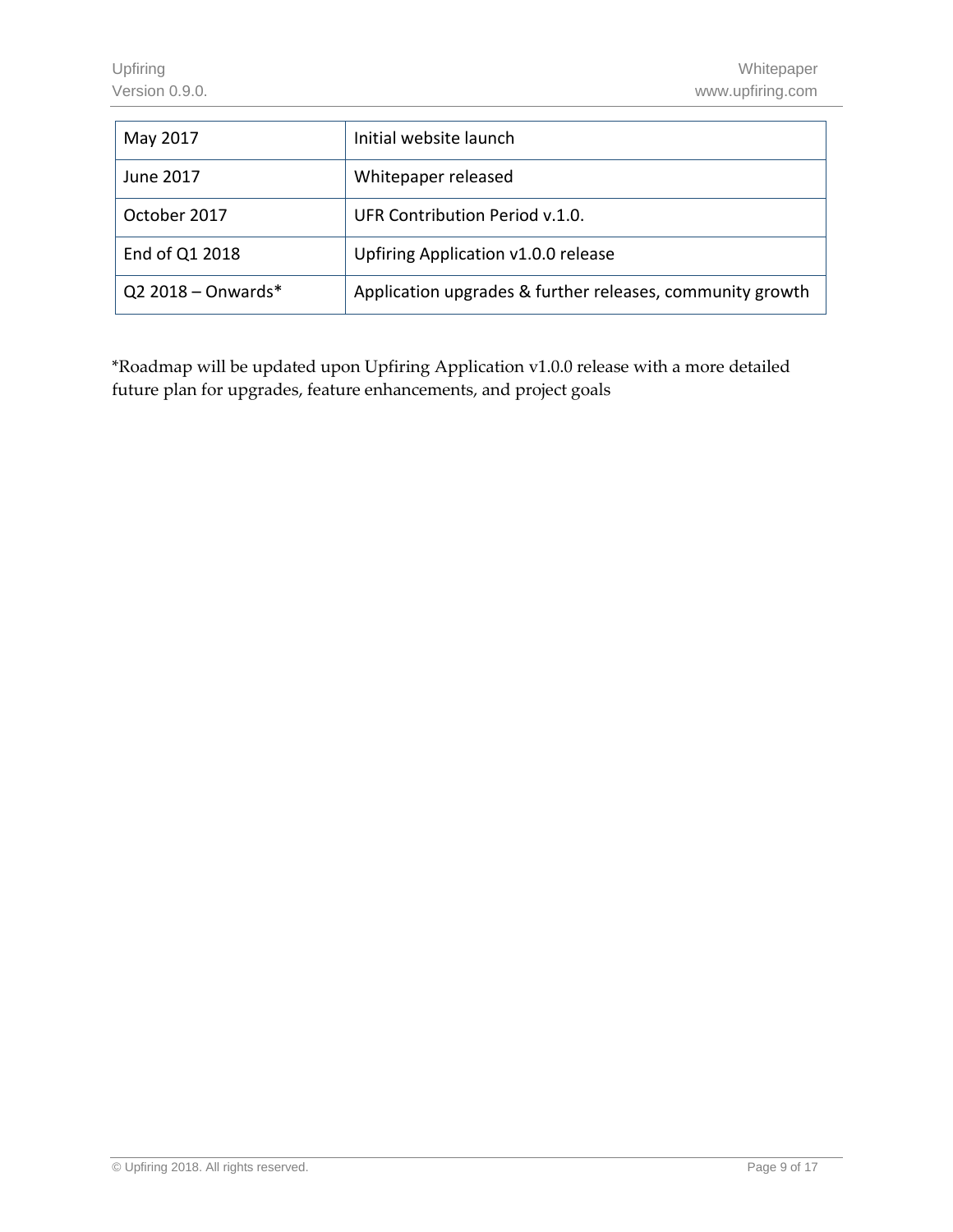| May 2017 | Initial website launch |
|---|---|
| June 2017 | Whitepaper released |
| October 2017 | UFR Contribution Period v.1.0. |
| End of Q1 2018 | Upfiring Application v1.0.0 release |
| Q2 2018 – Onwards* | Application upgrades & further releases, community growth |

*Roadmap will be updated upon Upfiring Application v1.0.0 release with a more detailed future plan for upgrades, feature enhancements, and project goals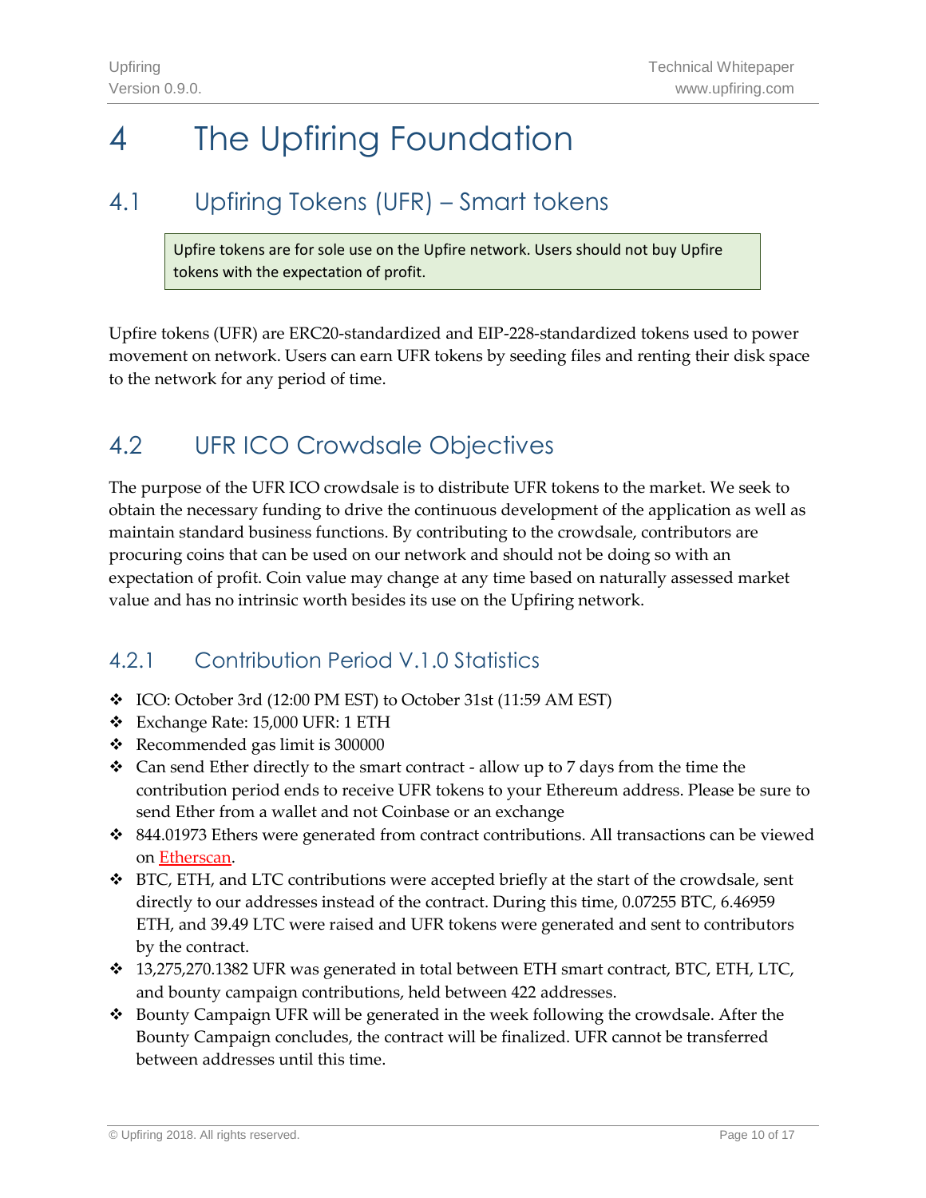# 4 The Upfiring Foundation

## 4.1 Upfiring Tokens (UFR) – Smart tokens

> Upfire tokens are for sole use on the Upfire network. Users should not buy Upfire tokens with the expectation of profit.

Upfire tokens (UFR) are ERC20-standardized and EIP-228-standardized tokens used to power movement on network. Users can earn UFR tokens by seeding files and renting their disk space to the network for any period of time.

## 4.2 UFR ICO Crowdsale Objectives

The purpose of the UFR ICO crowdsale is to distribute UFR tokens to the market. We seek to obtain the necessary funding to drive the continuous development of the application as well as maintain standard business functions. By contributing to the crowdsale, contributors are procuring coins that can be used on our network and should not be doing so with an expectation of profit. Coin value may change at any time based on naturally assessed market value and has no intrinsic worth besides its use on the Upfiring network.

### 4.2.1 Contribution Period V.1.0 Statistics

- ICO: October 3rd (12:00 PM EST) to October 31st (11:59 AM EST)
- Exchange Rate: 15,000 UFR: 1 ETH
- Recommended gas limit is 300000
- Can send Ether directly to the smart contract - allow up to 7 days from the time the contribution period ends to receive UFR tokens to your Ethereum address. Please be sure to send Ether from a wallet and not Coinbase or an exchange
- 844.01973 Ethers were generated from contract contributions. All transactions can be viewed on Etherscan.
- BTC, ETH, and LTC contributions were accepted briefly at the start of the crowdsale, sent directly to our addresses instead of the contract. During this time, 0.07255 BTC, 6.46959 ETH, and 39.49 LTC were raised and UFR tokens were generated and sent to contributors by the contract.
- 13,275,270.1382 UFR was generated in total between ETH smart contract, BTC, ETH, LTC, and bounty campaign contributions, held between 422 addresses.
- Bounty Campaign UFR will be generated in the week following the crowdsale. After the Bounty Campaign concludes, the contract will be finalized. UFR cannot be transferred between addresses until this time.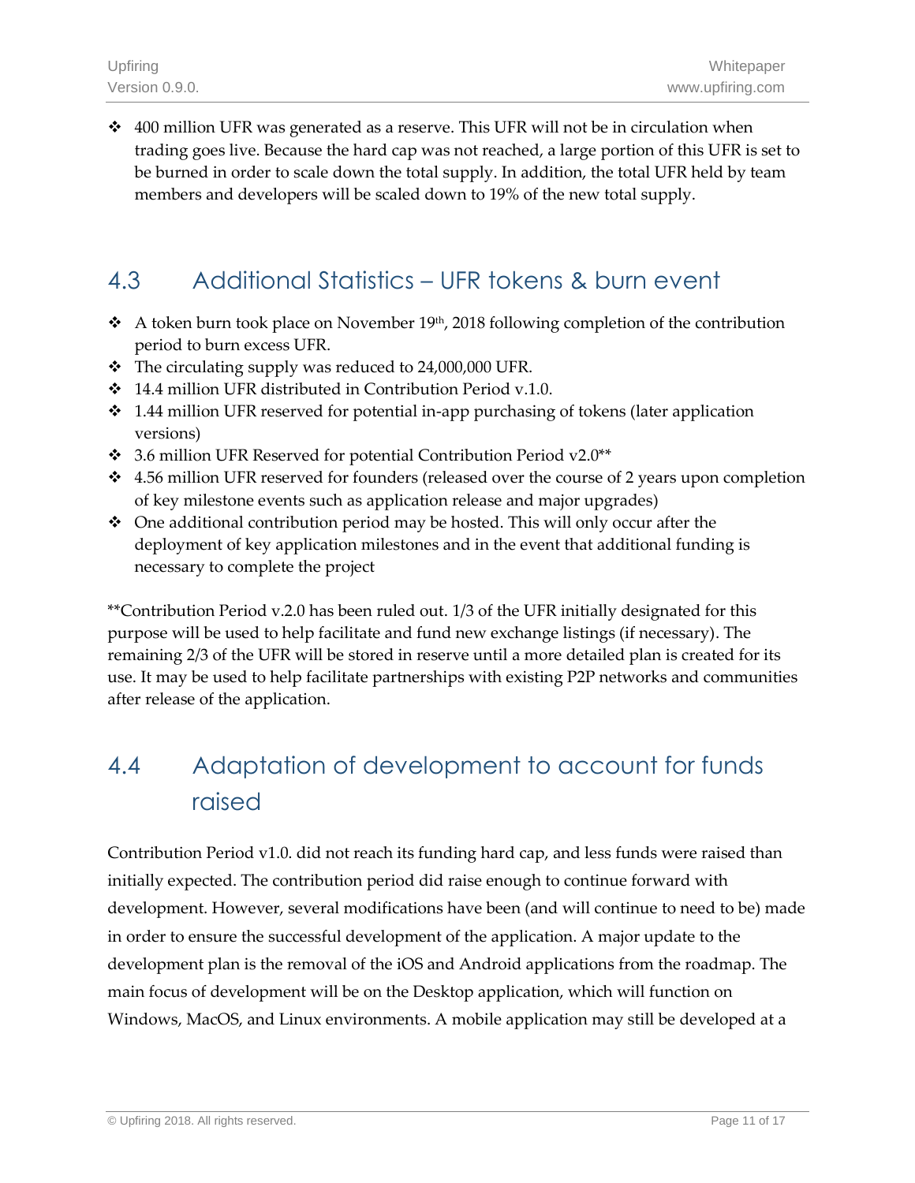- 400 million UFR was generated as a reserve. This UFR will not be in circulation when trading goes live. Because the hard cap was not reached, a large portion of this UFR is set to be burned in order to scale down the total supply. In addition, the total UFR held by team members and developers will be scaled down to 19% of the new total supply.

## 4.3 Additional Statistics – UFR tokens & burn event

- A token burn took place on November 19th, 2018 following completion of the contribution period to burn excess UFR.
- The circulating supply was reduced to 24,000,000 UFR.
- 14.4 million UFR distributed in Contribution Period v.1.0.
- 1.44 million UFR reserved for potential in-app purchasing of tokens (later application versions)
- 3.6 million UFR Reserved for potential Contribution Period v2.0**
- 4.56 million UFR reserved for founders (released over the course of 2 years upon completion of key milestone events such as application release and major upgrades)
- One additional contribution period may be hosted. This will only occur after the deployment of key application milestones and in the event that additional funding is necessary to complete the project

**Contribution Period v.2.0 has been ruled out. 1/3 of the UFR initially designated for this purpose will be used to help facilitate and fund new exchange listings (if necessary). The remaining 2/3 of the UFR will be stored in reserve until a more detailed plan is created for its use. It may be used to help facilitate partnerships with existing P2P networks and communities after release of the application.

## 4.4 Adaptation of development to account for funds raised

Contribution Period v1.0. did not reach its funding hard cap, and less funds were raised than initially expected. The contribution period did raise enough to continue forward with development. However, several modifications have been (and will continue to need to be) made in order to ensure the successful development of the application. A major update to the development plan is the removal of the iOS and Android applications from the roadmap. The main focus of development will be on the Desktop application, which will function on Windows, MacOS, and Linux environments. A mobile application may still be developed at a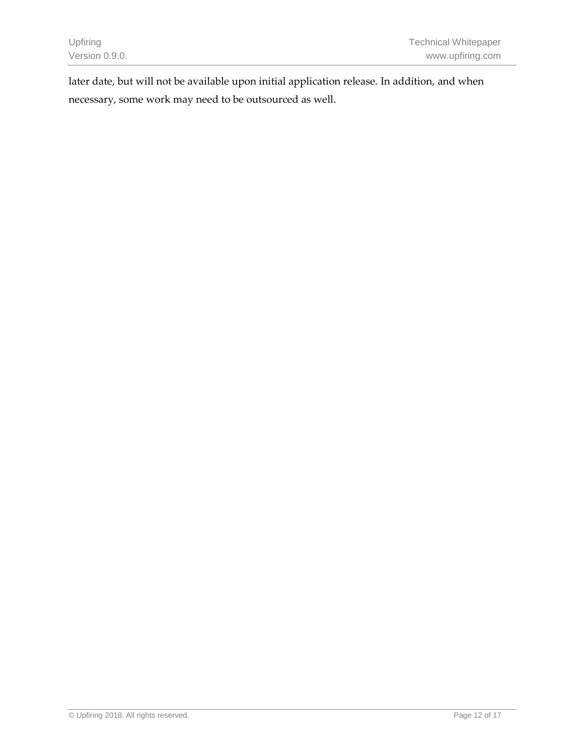later date, but will not be available upon initial application release. In addition, and when necessary, some work may need to be outsourced as well.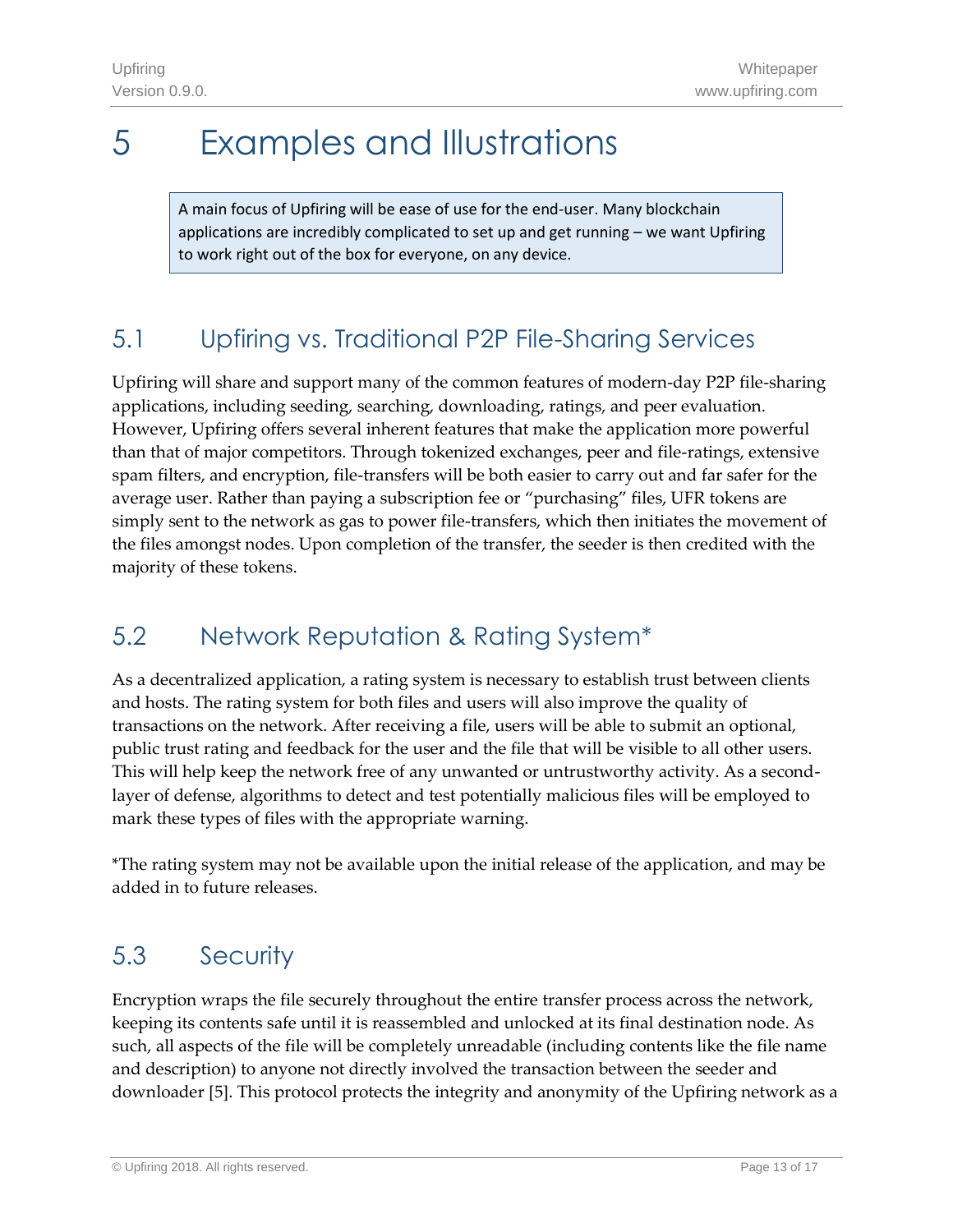# 5 Examples and Illustrations

> A main focus of Upfiring will be ease of use for the end-user. Many blockchain applications are incredibly complicated to set up and get running – we want Upfiring to work right out of the box for everyone, on any device.

## 5.1 Upfiring vs. Traditional P2P File-Sharing Services

Upfiring will share and support many of the common features of modern-day P2P file-sharing applications, including seeding, searching, downloading, ratings, and peer evaluation. However, Upfiring offers several inherent features that make the application more powerful than that of major competitors. Through tokenized exchanges, peer and file-ratings, extensive spam filters, and encryption, file-transfers will be both easier to carry out and far safer for the average user. Rather than paying a subscription fee or "purchasing" files, UFR tokens are simply sent to the network as gas to power file-transfers, which then initiates the movement of the files amongst nodes. Upon completion of the transfer, the seeder is then credited with the majority of these tokens.

## 5.2 Network Reputation & Rating System*

As a decentralized application, a rating system is necessary to establish trust between clients and hosts. The rating system for both files and users will also improve the quality of transactions on the network. After receiving a file, users will be able to submit an optional, public trust rating and feedback for the user and the file that will be visible to all other users. This will help keep the network free of any unwanted or untrustworthy activity. As a second-layer of defense, algorithms to detect and test potentially malicious files will be employed to mark these types of files with the appropriate warning.

*The rating system may not be available upon the initial release of the application, and may be added in to future releases.

## 5.3 Security

Encryption wraps the file securely throughout the entire transfer process across the network, keeping its contents safe until it is reassembled and unlocked at its final destination node. As such, all aspects of the file will be completely unreadable (including contents like the file name and description) to anyone not directly involved the transaction between the seeder and downloader [5]. This protocol protects the integrity and anonymity of the Upfiring network as a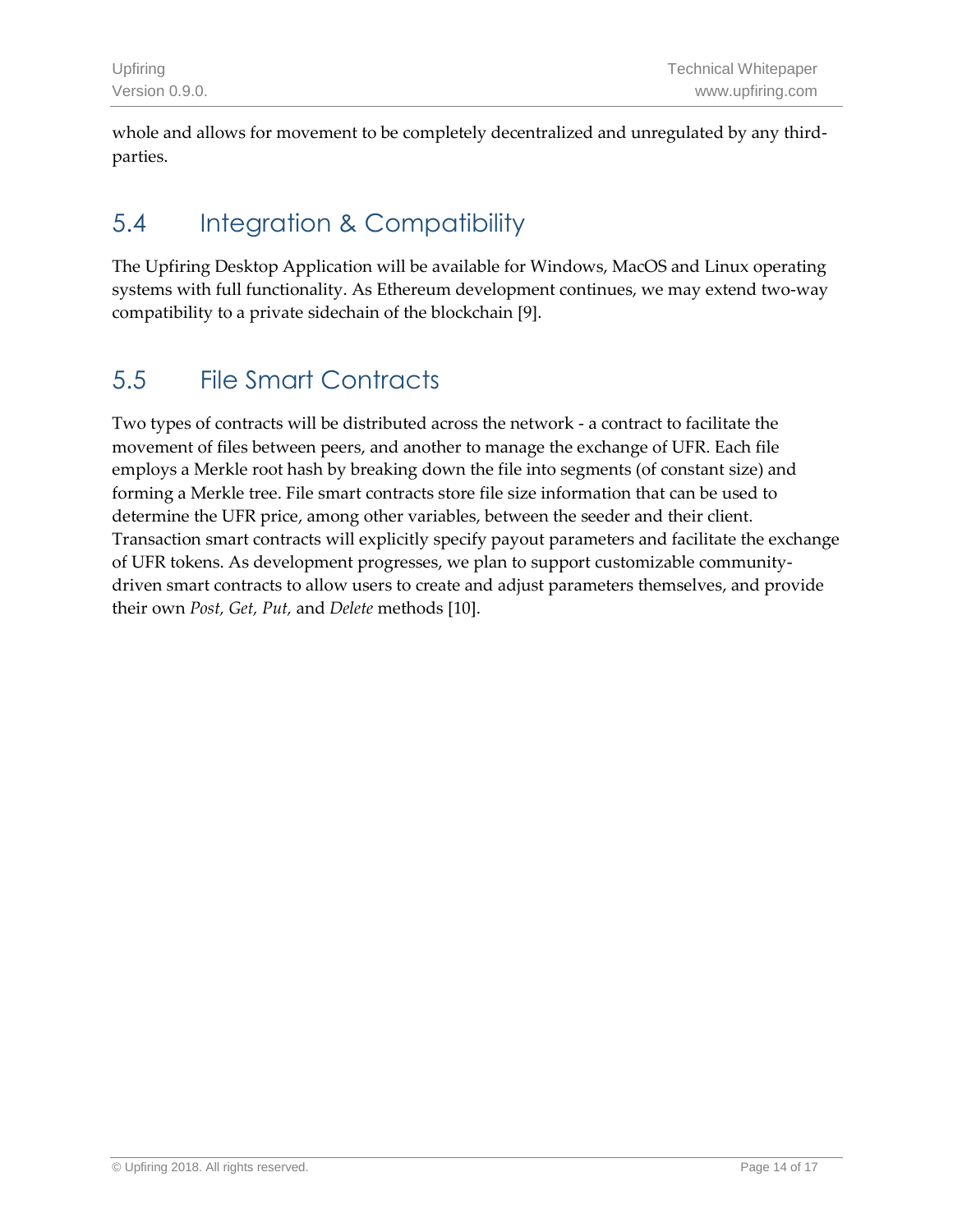whole and allows for movement to be completely decentralized and unregulated by any third-parties.

## 5.4 Integration & Compatibility

The Upfiring Desktop Application will be available for Windows, MacOS and Linux operating systems with full functionality. As Ethereum development continues, we may extend two-way compatibility to a private sidechain of the blockchain [9].

## 5.5 File Smart Contracts

Two types of contracts will be distributed across the network - a contract to facilitate the movement of files between peers, and another to manage the exchange of UFR. Each file employs a Merkle root hash by breaking down the file into segments (of constant size) and forming a Merkle tree. File smart contracts store file size information that can be used to determine the UFR price, among other variables, between the seeder and their client. Transaction smart contracts will explicitly specify payout parameters and facilitate the exchange of UFR tokens. As development progresses, we plan to support customizable community-driven smart contracts to allow users to create and adjust parameters themselves, and provide their own *Post, Get, Put,* and *Delete* methods [10].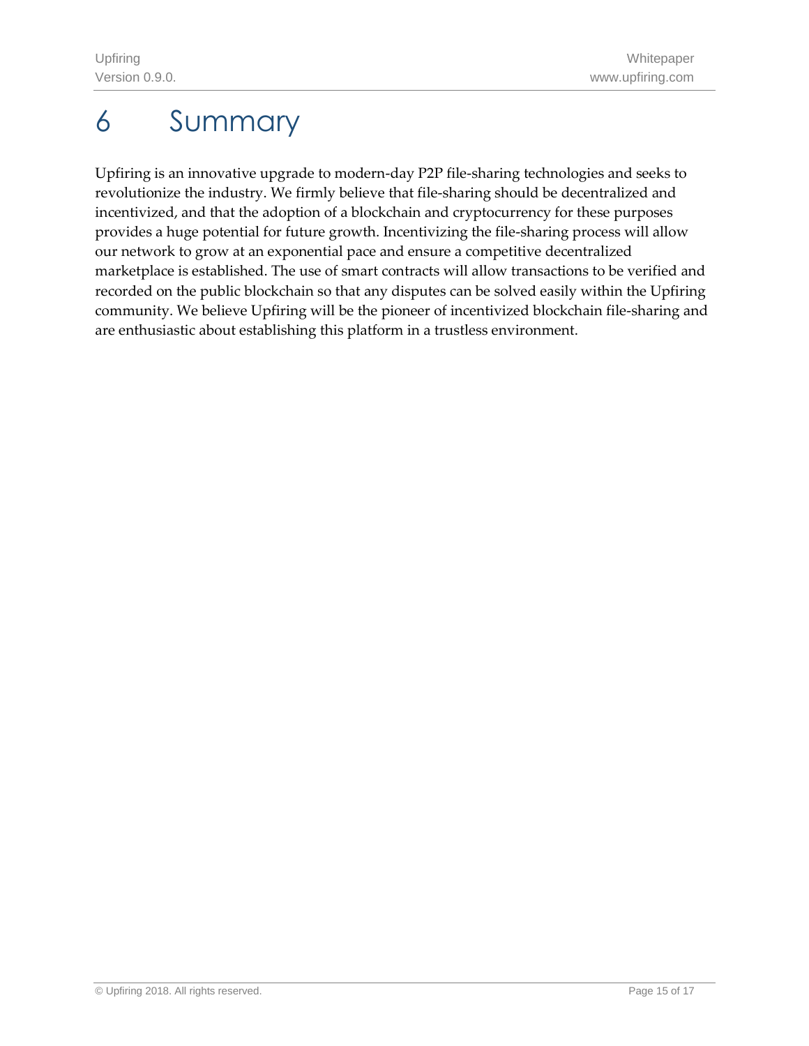# 6 Summary

Upfiring is an innovative upgrade to modern-day P2P file-sharing technologies and seeks to revolutionize the industry. We firmly believe that file-sharing should be decentralized and incentivized, and that the adoption of a blockchain and cryptocurrency for these purposes provides a huge potential for future growth. Incentivizing the file-sharing process will allow our network to grow at an exponential pace and ensure a competitive decentralized marketplace is established. The use of smart contracts will allow transactions to be verified and recorded on the public blockchain so that any disputes can be solved easily within the Upfiring community. We believe Upfiring will be the pioneer of incentivized blockchain file-sharing and are enthusiastic about establishing this platform in a trustless environment.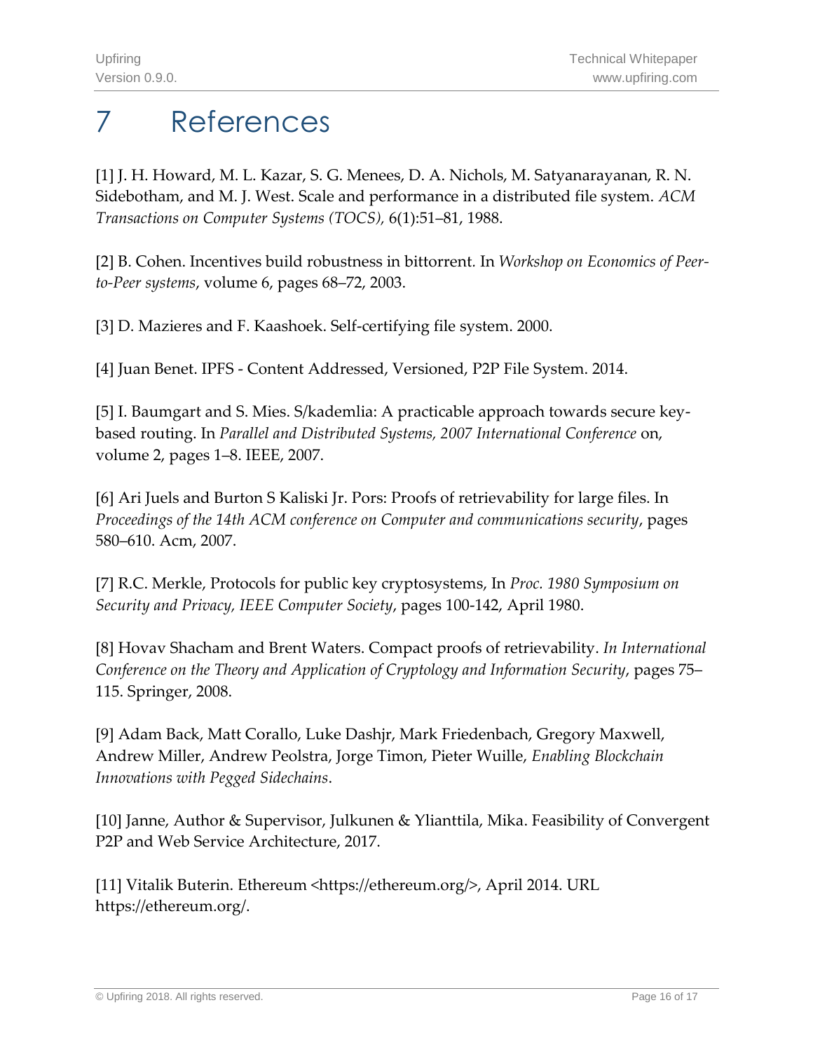# 7 References

[1] J. H. Howard, M. L. Kazar, S. G. Menees, D. A. Nichols, M. Satyanarayanan, R. N. Sidebotham, and M. J. West. Scale and performance in a distributed file system. *ACM Transactions on Computer Systems (TOCS),* 6(1):51–81, 1988.

[2] B. Cohen. Incentives build robustness in bittorrent. In *Workshop on Economics of Peer-to-Peer systems*, volume 6, pages 68–72, 2003.

[3] D. Mazieres and F. Kaashoek. Self-certifying file system. 2000.

[4] Juan Benet. IPFS - Content Addressed, Versioned, P2P File System. 2014.

[5] I. Baumgart and S. Mies. S/kademlia: A practicable approach towards secure key-based routing. In *Parallel and Distributed Systems, 2007 International Conference* on, volume 2, pages 1–8. IEEE, 2007.

[6] Ari Juels and Burton S Kaliski Jr. Pors: Proofs of retrievability for large files. In *Proceedings of the 14th ACM conference on Computer and communications security*, pages 580–610. Acm, 2007.

[7] R.C. Merkle, Protocols for public key cryptosystems, In *Proc. 1980 Symposium on Security and Privacy, IEEE Computer Society*, pages 100-142, April 1980.

[8] Hovav Shacham and Brent Waters. Compact proofs of retrievability. *In International Conference on the Theory and Application of Cryptology and Information Security*, pages 75–115. Springer, 2008.

[9] Adam Back, Matt Corallo, Luke Dashjr, Mark Friedenbach, Gregory Maxwell, Andrew Miller, Andrew Peolstra, Jorge Timon, Pieter Wuille, *Enabling Blockchain Innovations with Pegged Sidechains*.

[10] Janne, Author & Supervisor, Julkunen & Ylianttila, Mika. Feasibility of Convergent P2P and Web Service Architecture, 2017.

[11] Vitalik Buterin. Ethereum <https://ethereum.org/>, April 2014. URL https://ethereum.org/.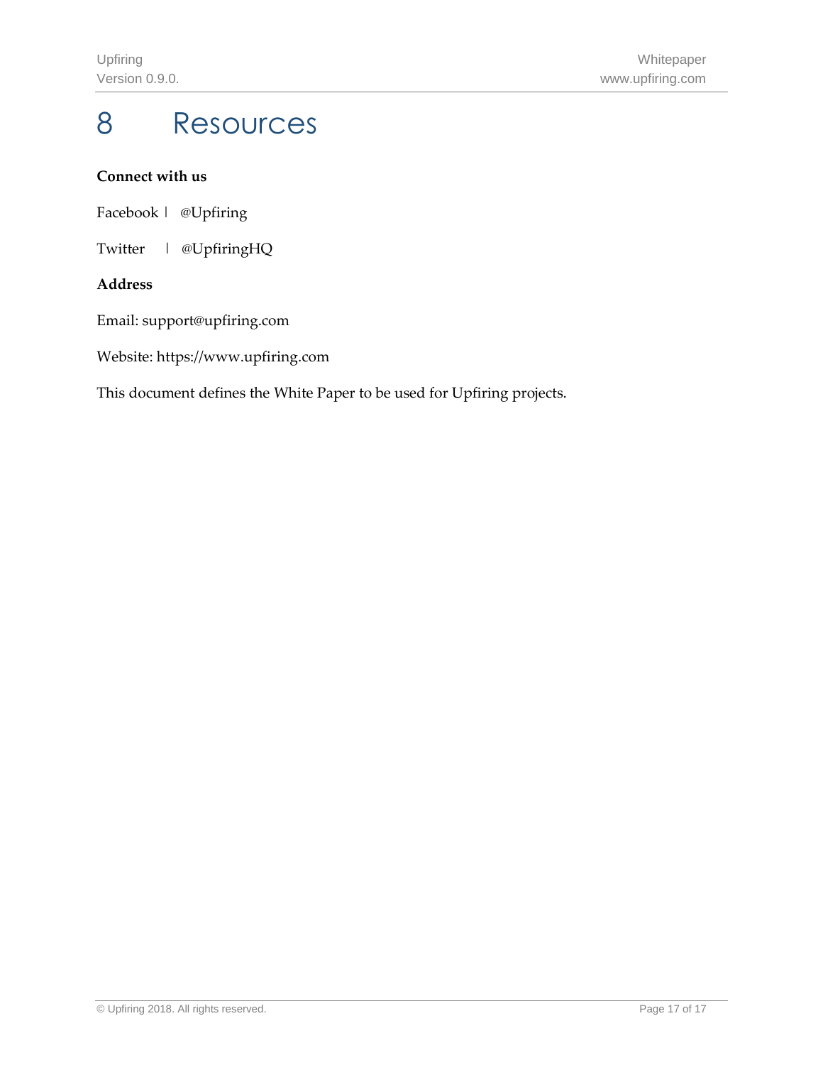# 8 Resources

**Connect with us**

Facebook | @Upfiring

Twitter | @UpfiringHQ

**Address**

Email: support@upfiring.com

Website: https://www.upfiring.com

This document defines the White Paper to be used for Upfiring projects.